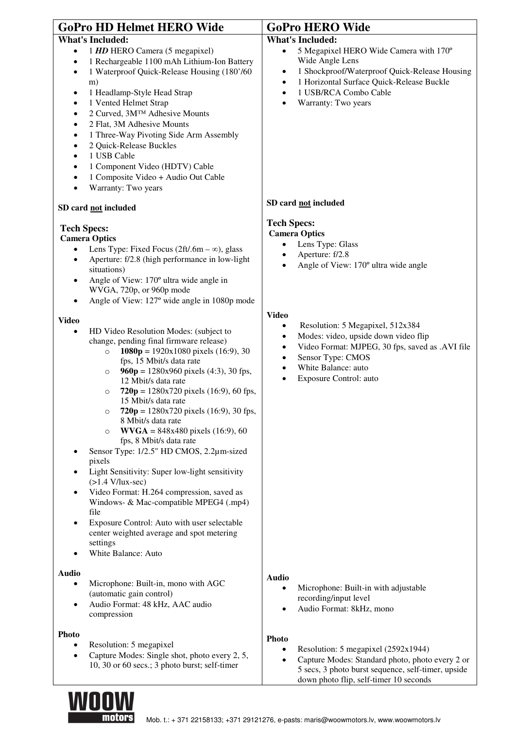| GoPro HD Helmet HERO Wide | GoPro HERO Wide |
|---|---|
| **What's Included:**<br>• 1 ***HD*** HERO Camera (5 megapixel)<br>• 1 Rechargeable 1100 mAh Lithium-Ion Battery<br>• 1 Waterproof Quick-Release Housing (180'/60 m)<br>• 1 Headlamp-Style Head Strap<br>• 1 Vented Helmet Strap<br>• 2 Curved, 3M™ Adhesive Mounts<br>• 2 Flat, 3M Adhesive Mounts<br>• 1 Three-Way Pivoting Side Arm Assembly<br>• 2 Quick-Release Buckles<br>• 1 USB Cable<br>• 1 Component Video (HDTV) Cable<br>• 1 Composite Video + Audio Out Cable<br>• Warranty: Two years<br><br>**SD card <u>not</u> included** | **What's Included:**<br>• 5 Megapixel HERO Wide Camera with 170º Wide Angle Lens<br>• 1 Shockproof/Waterproof Quick-Release Housing<br>• 1 Horizontal Surface Quick-Release Buckle<br>• 1 USB/RCA Combo Cable<br>• Warranty: Two years<br><br>**SD card <u>not</u> included** |
| **Tech Specs:**<br>**Camera Optics**<br>• Lens Type: Fixed Focus (2ft/.6m – ∞), glass<br>• Aperture: f/2.8 (high performance in low-light situations)<br>• Angle of View: 170º ultra wide angle in WVGA, 720p, or 960p mode<br>• Angle of View: 127º wide angle in 1080p mode | **Tech Specs:**<br>**Camera Optics**<br>• Lens Type: Glass<br>• Aperture: f/2.8<br>• Angle of View: 170º ultra wide angle |
| **Video**<br>• HD Video Resolution Modes: (subject to change, pending final firmware release)<br>&nbsp;&nbsp;○ **1080p** = 1920x1080 pixels (16:9), 30 fps, 15 Mbit/s data rate<br>&nbsp;&nbsp;○ **960p** = 1280x960 pixels (4:3), 30 fps, 12 Mbit/s data rate<br>&nbsp;&nbsp;○ **720p** = 1280x720 pixels (16:9), 60 fps, 15 Mbit/s data rate<br>&nbsp;&nbsp;○ **720p** = 1280x720 pixels (16:9), 30 fps, 8 Mbit/s data rate<br>&nbsp;&nbsp;○ **WVGA** = 848x480 pixels (16:9), 60 fps, 8 Mbit/s data rate<br>• Sensor Type: 1/2.5" HD CMOS, 2.2µm-sized pixels<br>• Light Sensitivity: Super low-light sensitivity (>1.4 V/lux-sec)<br>• Video Format: H.264 compression, saved as Windows- & Mac-compatible MPEG4 (.mp4) file<br>• Exposure Control: Auto with user selectable center weighted average and spot metering settings<br>• White Balance: Auto | **Video**<br>• Resolution: 5 Megapixel, 512x384<br>• Modes: video, upside down video flip<br>• Video Format: MJPEG, 30 fps, saved as .AVI file<br>• Sensor Type: CMOS<br>• White Balance: auto<br>• Exposure Control: auto |
| **Audio**<br>• Microphone: Built-in, mono with AGC (automatic gain control)<br>• Audio Format: 48 kHz, AAC audio compression | **Audio**<br>• Microphone: Built-in with adjustable recording/input level<br>• Audio Format: 8kHz, mono |
| **Photo**<br>• Resolution: 5 megapixel<br>• Capture Modes: Single shot, photo every 2, 5, 10, 30 or 60 secs.; 3 photo burst; self-timer | **Photo**<br>• Resolution: 5 megapixel (2592x1944)<br>• Capture Modes: Standard photo, photo every 2 or 5 secs, 3 photo burst sequence, self-timer, upside down photo flip, self-timer 10 seconds |

WOOW motors

Mob. t.: + 371 22158133; +371 29121276, e-pasts: maris@woowmotors.lv, www.woowmotors.lv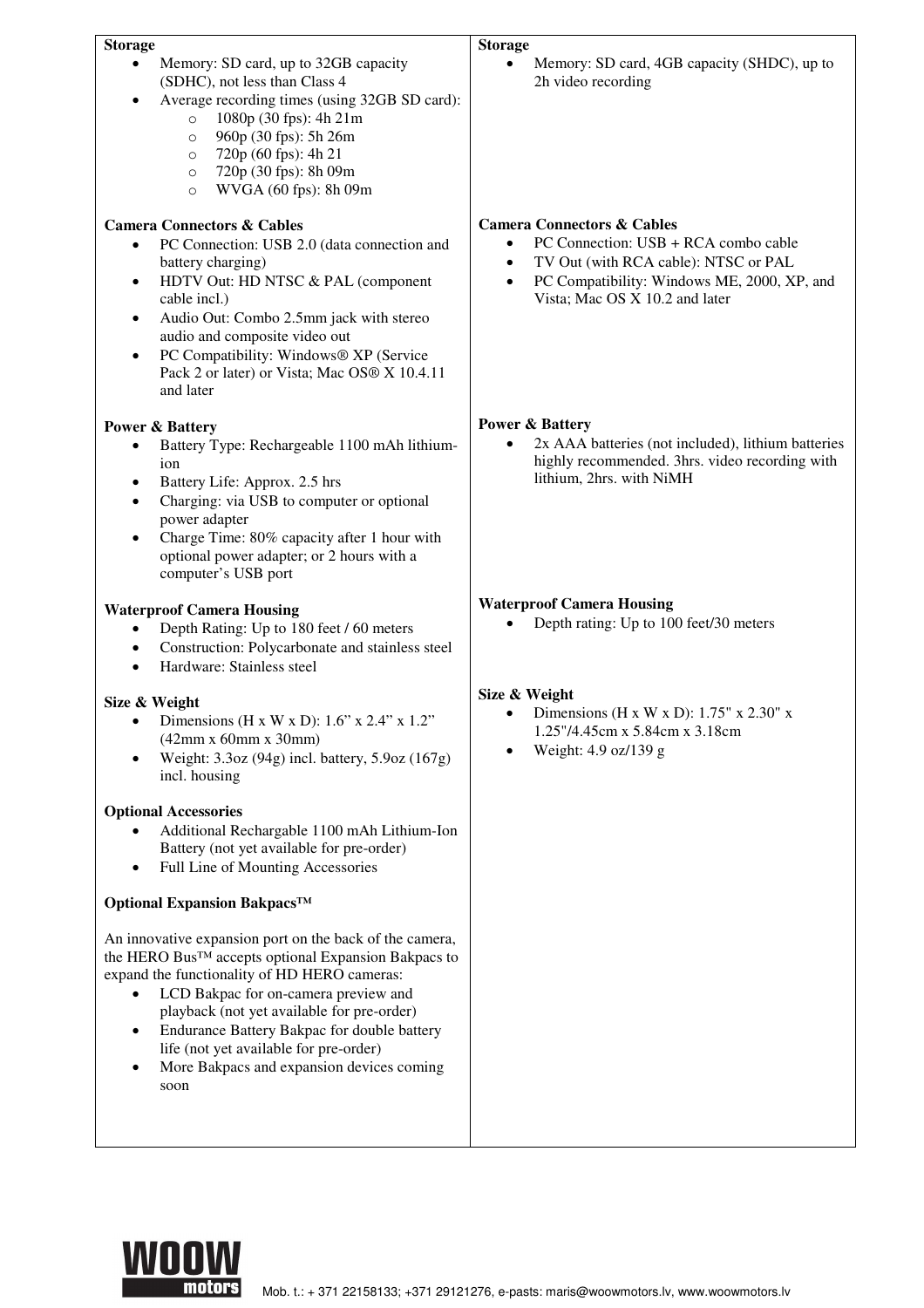| | |
|---|---|
| **Storage**<br>• Memory: SD card, up to 32GB capacity (SDHC), not less than Class 4<br>• Average recording times (using 32GB SD card):<br>  ○ 1080p (30 fps): 4h 21m<br>  ○ 960p (30 fps): 5h 26m<br>  ○ 720p (60 fps): 4h 21<br>  ○ 720p (30 fps): 8h 09m<br>  ○ WVGA (60 fps): 8h 09m | **Storage**<br>• Memory: SD card, 4GB capacity (SHDC), up to 2h video recording |
| **Camera Connectors & Cables**<br>• PC Connection: USB 2.0 (data connection and battery charging)<br>• HDTV Out: HD NTSC & PAL (component cable incl.)<br>• Audio Out: Combo 2.5mm jack with stereo audio and composite video out<br>• PC Compatibility: Windows® XP (Service Pack 2 or later) or Vista; Mac OS® X 10.4.11 and later | **Camera Connectors & Cables**<br>• PC Connection: USB + RCA combo cable<br>• TV Out (with RCA cable): NTSC or PAL<br>• PC Compatibility: Windows ME, 2000, XP, and Vista; Mac OS X 10.2 and later |
| **Power & Battery**<br>• Battery Type: Rechargeable 1100 mAh lithium-ion<br>• Battery Life: Approx. 2.5 hrs<br>• Charging: via USB to computer or optional power adapter<br>• Charge Time: 80% capacity after 1 hour with optional power adapter; or 2 hours with a computer's USB port | **Power & Battery**<br>• 2x AAA batteries (not included), lithium batteries highly recommended. 3hrs. video recording with lithium, 2hrs. with NiMH |
| **Waterproof Camera Housing**<br>• Depth Rating: Up to 180 feet / 60 meters<br>• Construction: Polycarbonate and stainless steel<br>• Hardware: Stainless steel | **Waterproof Camera Housing**<br>• Depth rating: Up to 100 feet/30 meters |
| **Size & Weight**<br>• Dimensions (H x W x D): 1.6" x 2.4" x 1.2" (42mm x 60mm x 30mm)<br>• Weight: 3.3oz (94g) incl. battery, 5.9oz (167g) incl. housing | **Size & Weight**<br>• Dimensions (H x W x D): 1.75" x 2.30" x 1.25"/4.45cm x 5.84cm x 3.18cm<br>• Weight: 4.9 oz/139 g |
| **Optional Accessories**<br>• Additional Rechargable 1100 mAh Lithium-Ion Battery (not yet available for pre-order)<br>• Full Line of Mounting Accessories<br><br>**Optional Expansion Bakpacs™**<br><br>An innovative expansion port on the back of the camera, the HERO Bus™ accepts optional Expansion Bakpacs to expand the functionality of HD HERO cameras:<br>• LCD Bakpac for on-camera preview and playback (not yet available for pre-order)<br>• Endurance Battery Bakpac for double battery life (not yet available for pre-order)<br>• More Bakpacs and expansion devices coming soon | |

WOOW motors Mob. t.: + 371 22158133; +371 29121276, e-pasts: maris@woowmotors.lv, www.woowmotors.lv